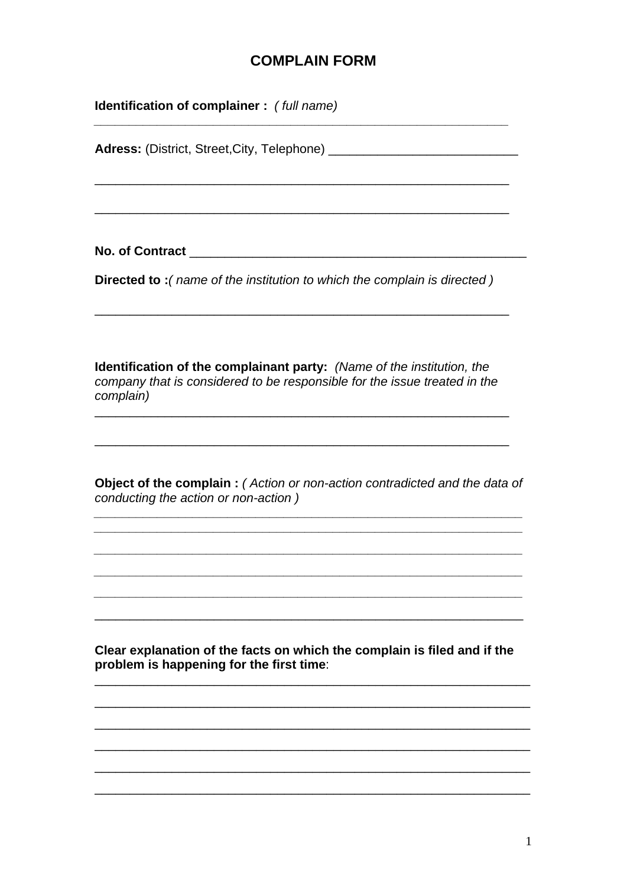# COMPLAIN FORM

**Identification of complainer :** *( full name)*

_______________________________________________

**Adress:** (District, Street,City, Telephone) ___________________________

_______________________________________________

_______________________________________________

**No. of Contract** _______________________________________________

**Directed to :***( name of the institution to which the complain is directed )*

_______________________________________________

**Identification of the complainant party:** *(Name of the institution, the company that is considered to be responsible for the issue treated in the complain)*

_______________________________________________

_______________________________________________

**Object of the complain :** *( Action or non-action contradicted and the data of conducting the action or non-action )*

_______________________________________________

_______________________________________________

_______________________________________________

_______________________________________________

_______________________________________________

_______________________________________________

**Clear explanation of the facts on which the complain is filed and if the problem is happening for the first time**:

_______________________________________________

_______________________________________________

_______________________________________________

_______________________________________________

_______________________________________________

_______________________________________________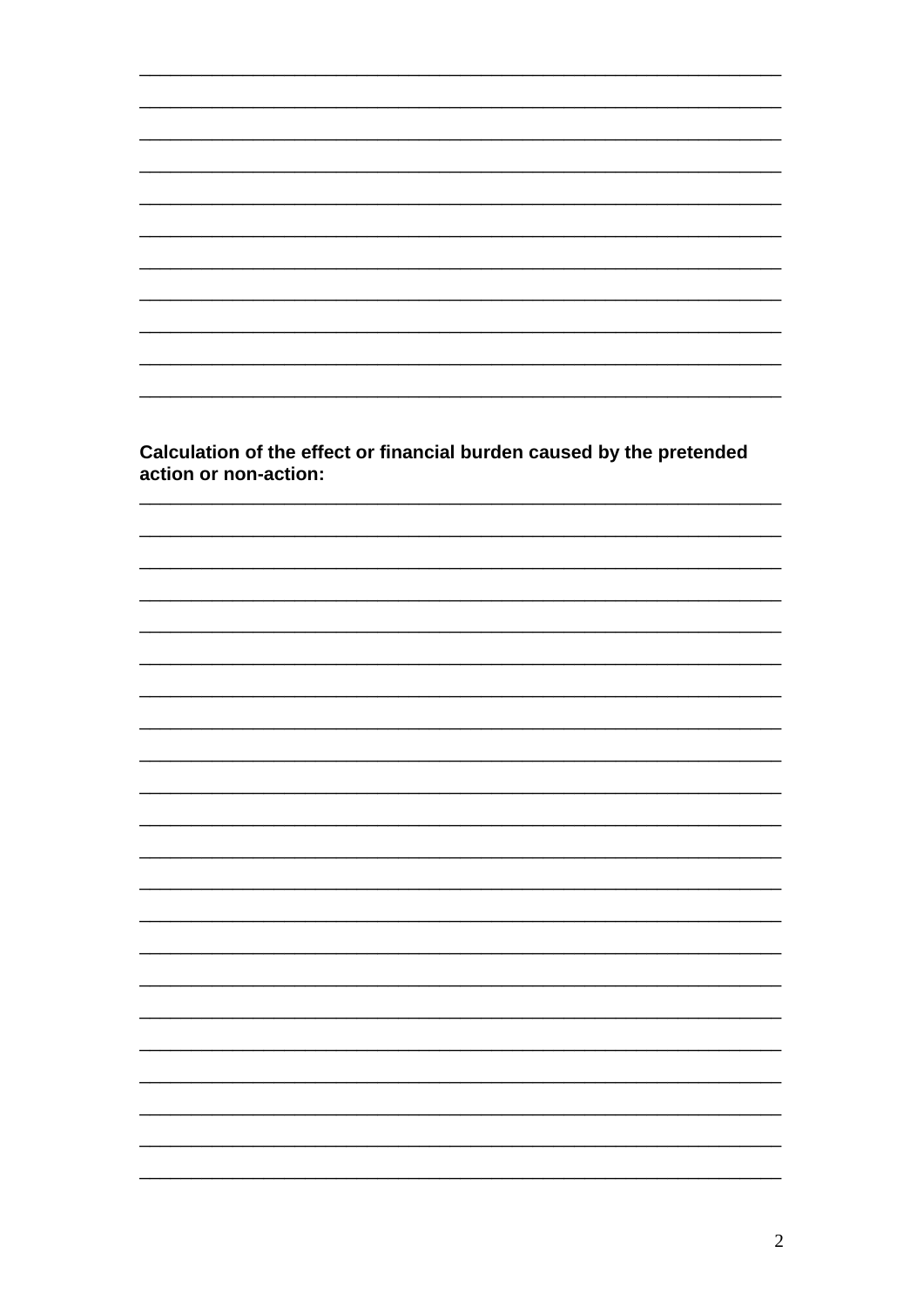**Calculation of the effect or financial burden caused by the pretended action or non-action:**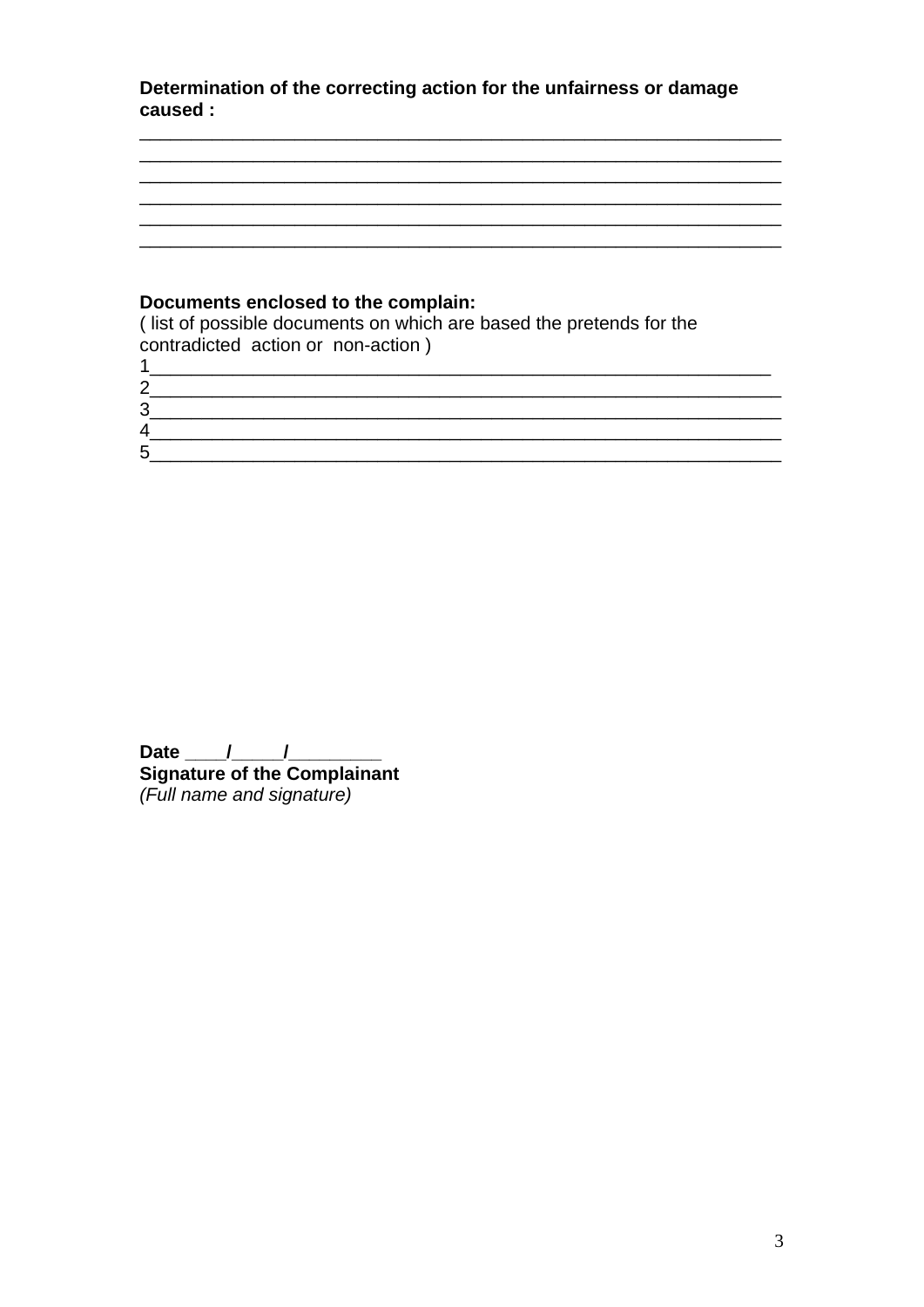**Determination of the correcting action for the unfairness or damage caused :**

_______________________________________________________________
_______________________________________________________________
_______________________________________________________________
_______________________________________________________________
_______________________________________________________________
_______________________________________________________________

**Documents enclosed to the complain:**
( list of possible documents on which are based the pretends for the contradicted action or non-action )

1______________________________________________________________
2______________________________________________________________
3______________________________________________________________
4______________________________________________________________
5______________________________________________________________

**Date ____/_____/_________**
**Signature of the Complainant**
*(Full name and signature)*